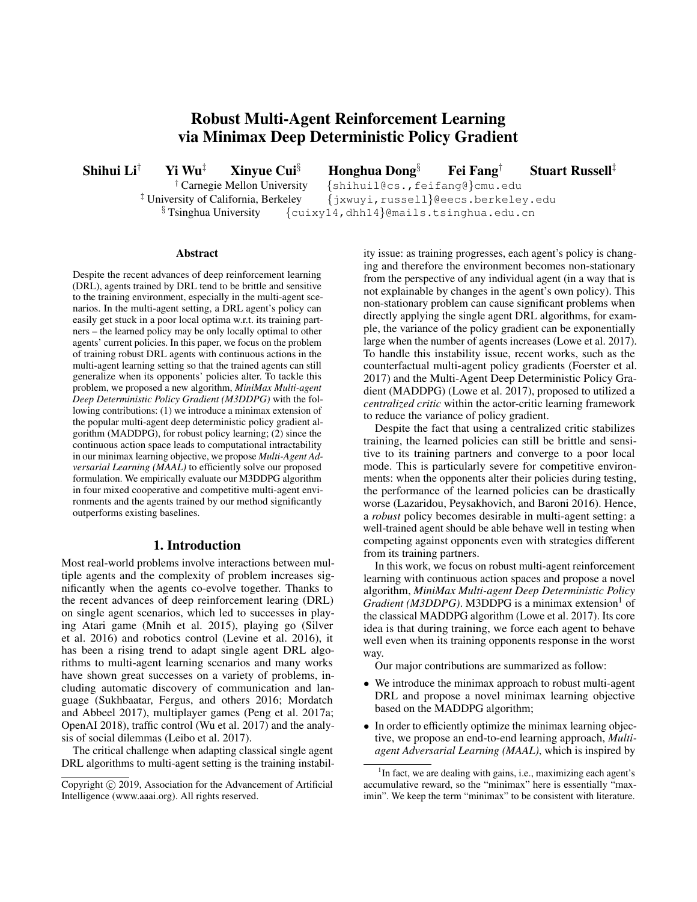# Robust Multi-Agent Reinforcement Learning via Minimax Deep Deterministic Policy Gradient

**Shihui Li**[†] **Yi Wu**[‡] **Xinyue Cui**[§] **Honghua Dong**[§] **Fei Fang**[†] **Stuart Russell**[‡]

[†] Carnegie Mellon University {shihuil@cs.,feifang@}cmu.edu
[‡] University of California, Berkeley {jxwuyi,russell}@eecs.berkeley.edu
[§] Tsinghua University {cuixy14,dhh14}@mails.tsinghua.edu.cn

## Abstract

Despite the recent advances of deep reinforcement learning (DRL), agents trained by DRL tend to be brittle and sensitive to the training environment, especially in the multi-agent scenarios. In the multi-agent setting, a DRL agent's policy can easily get stuck in a poor local optima w.r.t. its training partners – the learned policy may be only locally optimal to other agents' current policies. In this paper, we focus on the problem of training robust DRL agents with continuous actions in the multi-agent learning setting so that the trained agents can still generalize when its opponents' policies alter. To tackle this problem, we proposed a new algorithm, *MiniMax Multi-agent Deep Deterministic Policy Gradient (M3DDPG)* with the following contributions: (1) we introduce a minimax extension of the popular multi-agent deep deterministic policy gradient algorithm (MADDPG), for robust policy learning; (2) since the continuous action space leads to computational intractability in our minimax learning objective, we propose *Multi-Agent Adversarial Learning (MAAL)* to efficiently solve our proposed formulation. We empirically evaluate our M3DDPG algorithm in four mixed cooperative and competitive multi-agent environments and the agents trained by our method significantly outperforms existing baselines.

## 1. Introduction

Most real-world problems involve interactions between multiple agents and the complexity of problem increases significantly when the agents co-evolve together. Thanks to the recent advances of deep reinforcement learing (DRL) on single agent scenarios, which led to successes in playing Atari game (Mnih et al. 2015), playing go (Silver et al. 2016) and robotics control (Levine et al. 2016), it has been a rising trend to adapt single agent DRL algorithms to multi-agent learning scenarios and many works have shown great successes on a variety of problems, including automatic discovery of communication and language (Sukhbaatar, Fergus, and others 2016; Mordatch and Abbeel 2017), multiplayer games (Peng et al. 2017a; OpenAI 2018), traffic control (Wu et al. 2017) and the analysis of social dilemmas (Leibo et al. 2017).

The critical challenge when adapting classical single agent DRL algorithms to multi-agent setting is the training instability issue: as training progresses, each agent's policy is changing and therefore the environment becomes non-stationary from the perspective of any individual agent (in a way that is not explainable by changes in the agent's own policy). This non-stationary problem can cause significant problems when directly applying the single agent DRL algorithms, for example, the variance of the policy gradient can be exponentially large when the number of agents increases (Lowe et al. 2017). To handle this instability issue, recent works, such as the counterfactual multi-agent policy gradients (Foerster et al. 2017) and the Multi-Agent Deep Deterministic Policy Gradient (MADDPG) (Lowe et al. 2017), proposed to utilized a *centralized critic* within the actor-critic learning framework to reduce the variance of policy gradient.

Despite the fact that using a centralized critic stabilizes training, the learned policies can still be brittle and sensitive to its training partners and converge to a poor local mode. This is particularly severe for competitive environments: when the opponents alter their policies during testing, the performance of the learned policies can be drastically worse (Lazaridou, Peysakhovich, and Baroni 2016). Hence, a *robust* policy becomes desirable in multi-agent setting: a well-trained agent should be able behave well in testing when competing against opponents even with strategies different from its training partners.

In this work, we focus on robust multi-agent reinforcement learning with continuous action spaces and propose a novel algorithm, *MiniMax Multi-agent Deep Deterministic Policy Gradient (M3DDPG)*. M3DDPG is a minimax extension[1] of the classical MADDPG algorithm (Lowe et al. 2017). Its core idea is that during training, we force each agent to behave well even when its training opponents response in the worst way.

Our major contributions are summarized as follow:

- We introduce the minimax approach to robust multi-agent DRL and propose a novel minimax learning objective based on the MADDPG algorithm;
- In order to efficiently optimize the minimax learning objective, we propose an end-to-end learning approach, *Multi-agent Adversarial Learning (MAAL)*, which is inspired by

[1] In fact, we are dealing with gains, i.e., maximizing each agent's accumulative reward, so the "minimax" here is essentially "maximin". We keep the term "minimax" to be consistent with literature.

Copyright © 2019, Association for the Advancement of Artificial Intelligence (www.aaai.org). All rights reserved.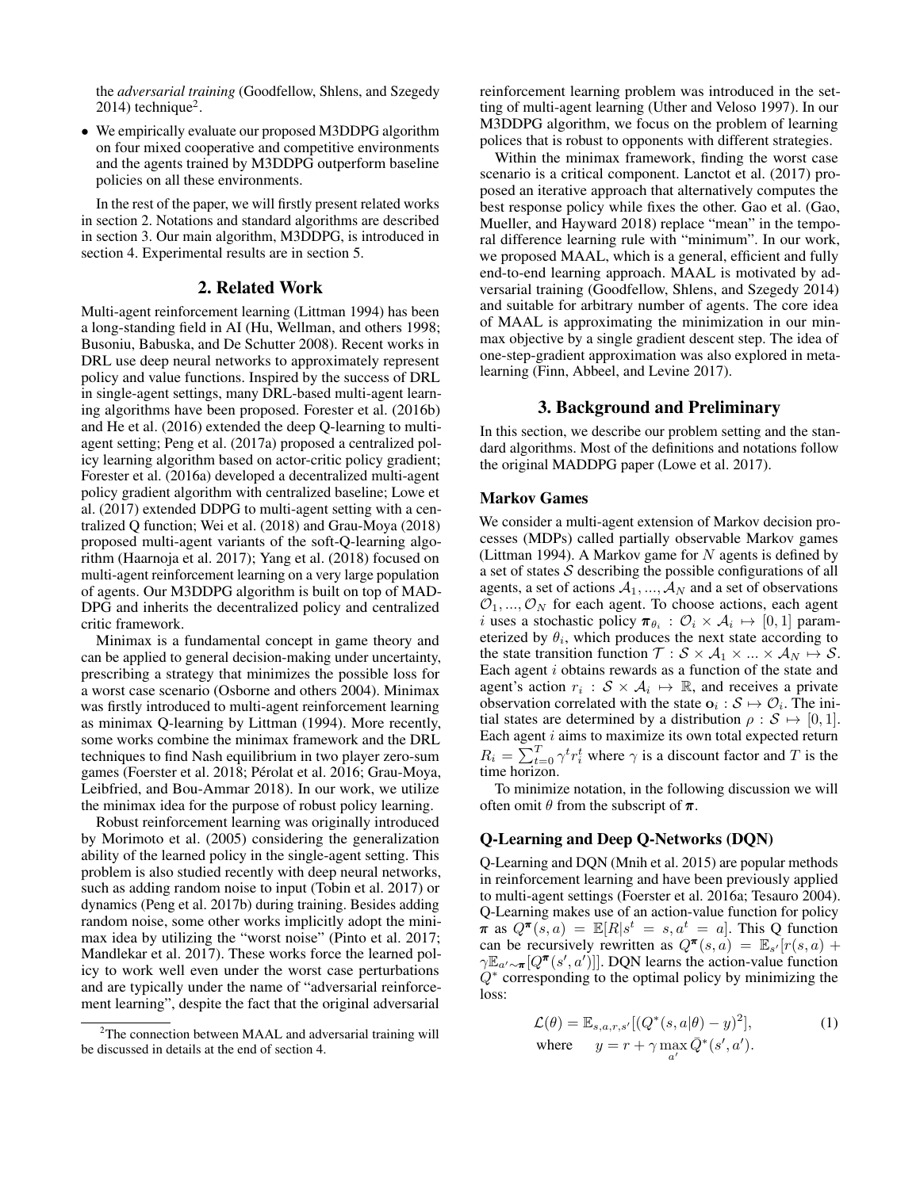the *adversarial training* (Goodfellow, Shlens, and Szegedy 2014) technique[2].

- We empirically evaluate our proposed M3DDPG algorithm on four mixed cooperative and competitive environments and the agents trained by M3DDPG outperform baseline policies on all these environments.

In the rest of the paper, we will firstly present related works in section 2. Notations and standard algorithms are described in section 3. Our main algorithm, M3DDPG, is introduced in section 4. Experimental results are in section 5.

## 2. Related Work

Multi-agent reinforcement learning (Littman 1994) has been a long-standing field in AI (Hu, Wellman, and others 1998; Busoniu, Babuska, and De Schutter 2008). Recent works in DRL use deep neural networks to approximately represent policy and value functions. Inspired by the success of DRL in single-agent settings, many DRL-based multi-agent learning algorithms have been proposed. Forester et al. (2016b) and He et al. (2016) extended the deep Q-learning to multi-agent setting; Peng et al. (2017a) proposed a centralized policy learning algorithm based on actor-critic policy gradient; Forester et al. (2016a) developed a decentralized multi-agent policy gradient algorithm with centralized baseline; Lowe et al. (2017) extended DDPG to multi-agent setting with a centralized Q function; Wei et al. (2018) and Grau-Moya (2018) proposed multi-agent variants of the soft-Q-learning algorithm (Haarnoja et al. 2017); Yang et al. (2018) focused on multi-agent reinforcement learning on a very large population of agents. Our M3DDPG algorithm is built on top of MADDPG and inherits the decentralized policy and centralized critic framework.

Minimax is a fundamental concept in game theory and can be applied to general decision-making under uncertainty, prescribing a strategy that minimizes the possible loss for a worst case scenario (Osborne and others 2004). Minimax was firstly introduced to multi-agent reinforcement learning as minimax Q-learning by Littman (1994). More recently, some works combine the minimax framework and the DRL techniques to find Nash equilibrium in two player zero-sum games (Foerster et al. 2018; Pérolat et al. 2016; Grau-Moya, Leibfried, and Bou-Ammar 2018). In our work, we utilize the minimax idea for the purpose of robust policy learning.

Robust reinforcement learning was originally introduced by Morimoto et al. (2005) considering the generalization ability of the learned policy in the single-agent setting. This problem is also studied recently with deep neural networks, such as adding random noise to input (Tobin et al. 2017) or dynamics (Peng et al. 2017b) during training. Besides adding random noise, some other works implicitly adopt the minimax idea by utilizing the "worst noise" (Pinto et al. 2017; Mandlekar et al. 2017). These works force the learned policy to work well even under the worst case perturbations and are typically under the name of "adversarial reinforcement learning", despite the fact that the original adversarial reinforcement learning problem was introduced in the setting of multi-agent learning (Uther and Veloso 1997). In our M3DDPG algorithm, we focus on the problem of learning polices that is robust to opponents with different strategies.

Within the minimax framework, finding the worst case scenario is a critical component. Lanctot et al. (2017) proposed an iterative approach that alternatively computes the best response policy while fixes the other. Gao et al. (Gao, Mueller, and Hayward 2018) replace "mean" in the temporal difference learning rule with "minimum". In our work, we proposed MAAL, which is a general, efficient and fully end-to-end learning approach. MAAL is motivated by adversarial training (Goodfellow, Shlens, and Szegedy 2014) and suitable for arbitrary number of agents. The core idea of MAAL is approximating the minimization in our minmax objective by a single gradient descent step. The idea of one-step-gradient approximation was also explored in meta-learning (Finn, Abbeel, and Levine 2017).

## 3. Background and Preliminary

In this section, we describe our problem setting and the standard algorithms. Most of the definitions and notations follow the original MADDPG paper (Lowe et al. 2017).

### Markov Games

We consider a multi-agent extension of Markov decision processes (MDPs) called partially observable Markov games (Littman 1994). A Markov game for $N$ agents is defined by a set of states $\mathcal{S}$ describing the possible configurations of all agents, a set of actions $\mathcal{A}_1, ..., \mathcal{A}_N$ and a set of observations $\mathcal{O}_1, ..., \mathcal{O}_N$ for each agent. To choose actions, each agent $i$ uses a stochastic policy $\boldsymbol{\pi}_{\theta_i} : \mathcal{O}_i \times \mathcal{A}_i \mapsto [0, 1]$ parameterized by $\theta_i$, which produces the next state according to the state transition function $\mathcal{T} : \mathcal{S} \times \mathcal{A}_1 \times ... \times \mathcal{A}_N \mapsto \mathcal{S}$. Each agent $i$ obtains rewards as a function of the state and agent's action $r_i : \mathcal{S} \times \mathcal{A}_i \mapsto \mathbb{R}$, and receives a private observation correlated with the state $\mathbf{o}_i : \mathcal{S} \mapsto \mathcal{O}_i$. The initial states are determined by a distribution $\rho : \mathcal{S} \mapsto [0, 1]$. Each agent $i$ aims to maximize its own total expected return $R_i = \sum_{t=0}^{T} \gamma^t r_i^t$ where $\gamma$ is a discount factor and $T$ is the time horizon.

To minimize notation, in the following discussion we will often omit $\theta$ from the subscript of $\boldsymbol{\pi}$.

### Q-Learning and Deep Q-Networks (DQN)

Q-Learning and DQN (Mnih et al. 2015) are popular methods in reinforcement learning and have been previously applied to multi-agent settings (Foerster et al. 2016a; Tesauro 2004). Q-Learning makes use of an action-value function for policy $\boldsymbol{\pi}$ as $Q^{\boldsymbol{\pi}}(s, a) = \mathbb{E}[R|s^t = s, a^t = a]$. This Q function can be recursively rewritten as $Q^{\boldsymbol{\pi}}(s, a) = \mathbb{E}_{s'}[r(s, a) + \gamma \mathbb{E}_{a' \sim \boldsymbol{\pi}}[Q^{\boldsymbol{\pi}}(s', a')]]$. DQN learns the action-value function $Q^*$ corresponding to the optimal policy by minimizing the loss:

$$
\begin{aligned}
\mathcal{L}(\theta) &= \mathbb{E}_{s,a,r,s'}[(Q^*(s, a|\theta) - y)^2], \\
\text{where} \quad y &= r + \gamma \max_{a'} \bar{Q}^*(s', a').
\end{aligned}
\tag{1}
$$

[2]The connection between MAAL and adversarial training will be discussed in details at the end of section 4.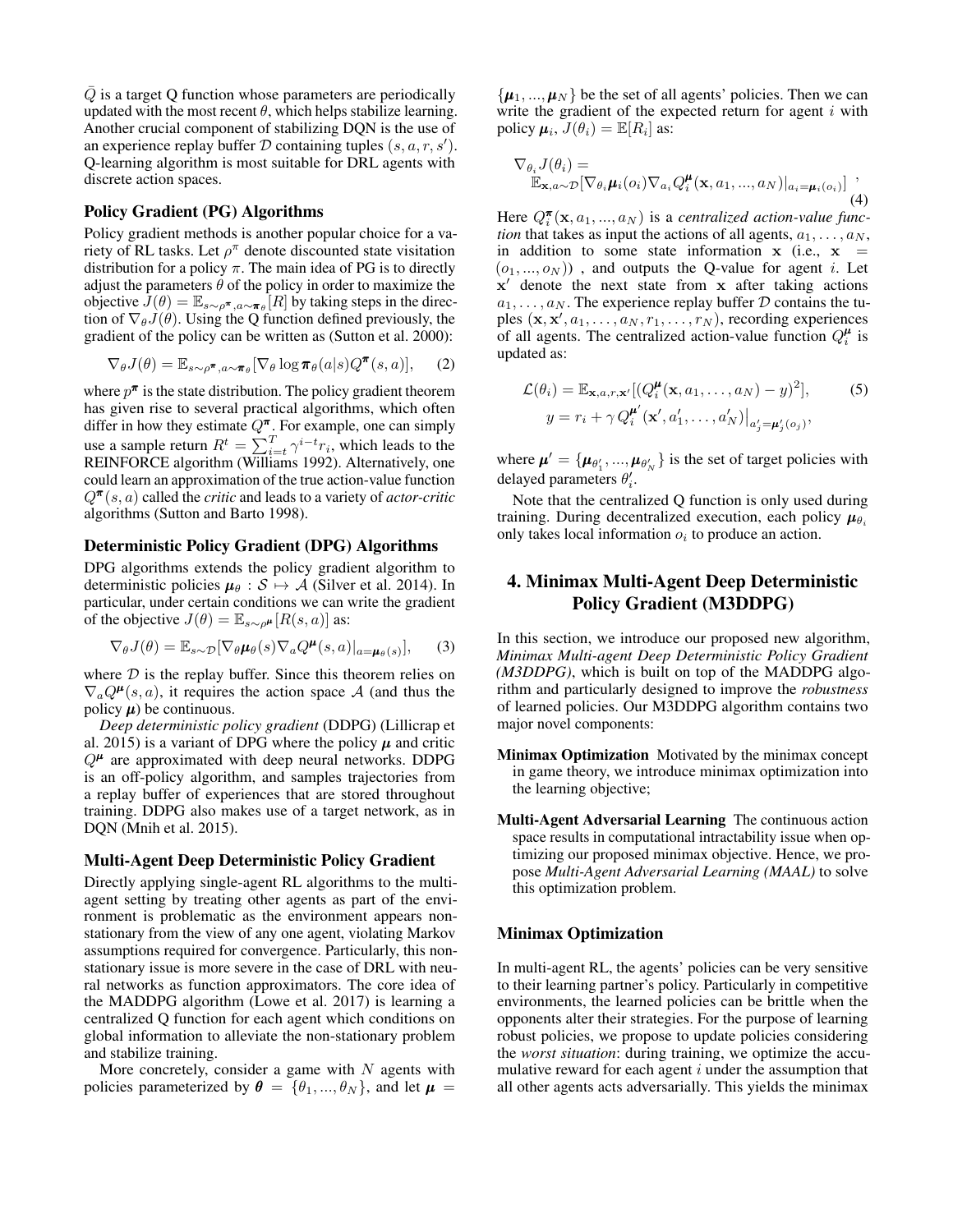$\bar{Q}$ is a target Q function whose parameters are periodically updated with the most recent $\theta$, which helps stabilize learning. Another crucial component of stabilizing DQN is the use of an experience replay buffer $\mathcal{D}$ containing tuples $(s, a, r, s')$. Q-learning algorithm is most suitable for DRL agents with discrete action spaces.

### Policy Gradient (PG) Algorithms

Policy gradient methods is another popular choice for a variety of RL tasks. Let $\rho^{\pi}$ denote discounted state visitation distribution for a policy $\pi$. The main idea of PG is to directly adjust the parameters $\theta$ of the policy in order to maximize the objective $J(\theta) = \mathbb{E}_{s\sim\rho^{\boldsymbol{\pi}}, a\sim\boldsymbol{\pi}_\theta}[R]$ by taking steps in the direction of $\nabla_\theta J(\theta)$. Using the Q function defined previously, the gradient of the policy can be written as (Sutton et al. 2000):

$$\nabla_\theta J(\theta) = \mathbb{E}_{s\sim\rho^{\boldsymbol{\pi}}, a\sim\boldsymbol{\pi}_\theta}[\nabla_\theta \log \boldsymbol{\pi}_\theta(a|s) Q^{\boldsymbol{\pi}}(s, a)], \tag{2}$$

where $p^{\boldsymbol{\pi}}$ is the state distribution. The policy gradient theorem has given rise to several practical algorithms, which often differ in how they estimate $Q^{\boldsymbol{\pi}}$. For example, one can simply use a sample return $R^t = \sum_{i=t}^{T} \gamma^{i-t} r_i$, which leads to the REINFORCE algorithm (Williams 1992). Alternatively, one could learn an approximation of the true action-value function $Q^{\boldsymbol{\pi}}(s, a)$ called the *critic* and leads to a variety of *actor-critic* algorithms (Sutton and Barto 1998).

### Deterministic Policy Gradient (DPG) Algorithms

DPG algorithms extends the policy gradient algorithm to deterministic policies $\boldsymbol{\mu}_\theta : \mathcal{S} \mapsto \mathcal{A}$ (Silver et al. 2014). In particular, under certain conditions we can write the gradient of the objective $J(\theta) = \mathbb{E}_{s\sim\rho^{\boldsymbol{\mu}}}[R(s, a)]$ as:

$$\nabla_\theta J(\theta) = \mathbb{E}_{s\sim\mathcal{D}}[\nabla_\theta \boldsymbol{\mu}_\theta(s) \nabla_a Q^{\boldsymbol{\mu}}(s, a)|_{a=\boldsymbol{\mu}_\theta(s)}], \tag{3}$$

where $\mathcal{D}$ is the replay buffer. Since this theorem relies on $\nabla_a Q^{\boldsymbol{\mu}}(s, a)$, it requires the action space $\mathcal{A}$ (and thus the policy $\boldsymbol{\mu}$) be continuous.

*Deep deterministic policy gradient* (DDPG) (Lillicrap et al. 2015) is a variant of DPG where the policy $\boldsymbol{\mu}$ and critic $Q^{\boldsymbol{\mu}}$ are approximated with deep neural networks. DDPG is an off-policy algorithm, and samples trajectories from a replay buffer of experiences that are stored throughout training. DDPG also makes use of a target network, as in DQN (Mnih et al. 2015).

### Multi-Agent Deep Deterministic Policy Gradient

Directly applying single-agent RL algorithms to the multi-agent setting by treating other agents as part of the environment is problematic as the environment appears non-stationary from the view of any one agent, violating Markov assumptions required for convergence. Particularly, this non-stationary issue is more severe in the case of DRL with neural networks as function approximators. The core idea of the MADDPG algorithm (Lowe et al. 2017) is learning a centralized Q function for each agent which conditions on global information to alleviate the non-stationary problem and stabilize training.

More concretely, consider a game with $N$ agents with policies parameterized by $\boldsymbol{\theta} = \{\theta_1, ..., \theta_N\}$, and let $\boldsymbol{\mu} = \{\boldsymbol{\mu}_1, ..., \boldsymbol{\mu}_N\}$ be the set of all agents' policies. Then we can write the gradient of the expected return for agent $i$ with policy $\boldsymbol{\mu}_i$, $J(\theta_i) = \mathbb{E}[R_i]$ as:

$$\begin{aligned}\nabla_{\theta_i} J(\theta_i) = \\ \mathbb{E}_{\mathbf{x}, a\sim\mathcal{D}}[\nabla_{\theta_i} \boldsymbol{\mu}_i(o_i) \nabla_{a_i} Q_i^{\boldsymbol{\mu}}(\mathbf{x}, a_1, ..., a_N)|_{a_i=\boldsymbol{\mu}_i(o_i)}]\end{aligned}, \tag{4}$$

Here $Q_i^{\boldsymbol{\pi}}(\mathbf{x}, a_1, ..., a_N)$ is a *centralized action-value function* that takes as input the actions of all agents, $a_1, \ldots, a_N$, in addition to some state information $\mathbf{x}$ (i.e., $\mathbf{x} = (o_1, ..., o_N)$) , and outputs the Q-value for agent $i$. Let $\mathbf{x}'$ denote the next state from $\mathbf{x}$ after taking actions $a_1, \ldots, a_N$. The experience replay buffer $\mathcal{D}$ contains the tuples $(\mathbf{x}, \mathbf{x}', a_1, \ldots, a_N, r_1, \ldots, r_N)$, recording experiences of all agents. The centralized action-value function $Q_i^{\boldsymbol{\mu}}$ is updated as:

$$\begin{aligned}\mathcal{L}(\theta_i) &= \mathbb{E}_{\mathbf{x}, a, r, \mathbf{x}'}[(Q_i^{\boldsymbol{\mu}}(\mathbf{x}, a_1, \ldots, a_N) - y)^2], \\ y &= r_i + \gamma\, Q_i^{\boldsymbol{\mu}'}(\mathbf{x}', a_1', \ldots, a_N')\big|_{a_j'=\boldsymbol{\mu}_j'(o_j)},\end{aligned} \tag{5}$$

where $\boldsymbol{\mu}' = \{\boldsymbol{\mu}_{\theta_1'}, ..., \boldsymbol{\mu}_{\theta_N'}\}$ is the set of target policies with delayed parameters $\theta_i'$.

Note that the centralized Q function is only used during training. During decentralized execution, each policy $\boldsymbol{\mu}_{\theta_i}$ only takes local information $o_i$ to produce an action.

## 4. Minimax Multi-Agent Deep Deterministic Policy Gradient (M3DDPG)

In this section, we introduce our proposed new algorithm, *Minimax Multi-agent Deep Deterministic Policy Gradient (M3DDPG)*, which is built on top of the MADDPG algorithm and particularly designed to improve the *robustness* of learned policies. Our M3DDPG algorithm contains two major novel components:

**Minimax Optimization** Motivated by the minimax concept in game theory, we introduce minimax optimization into the learning objective;

**Multi-Agent Adversarial Learning** The continuous action space results in computational intractability issue when optimizing our proposed minimax objective. Hence, we propose *Multi-Agent Adversarial Learning (MAAL)* to solve this optimization problem.

### Minimax Optimization

In multi-agent RL, the agents' policies can be very sensitive to their learning partner's policy. Particularly in competitive environments, the learned policies can be brittle when the opponents alter their strategies. For the purpose of learning robust policies, we propose to update policies considering the *worst situation*: during training, we optimize the accumulative reward for each agent $i$ under the assumption that all other agents acts adversarially. This yields the minimax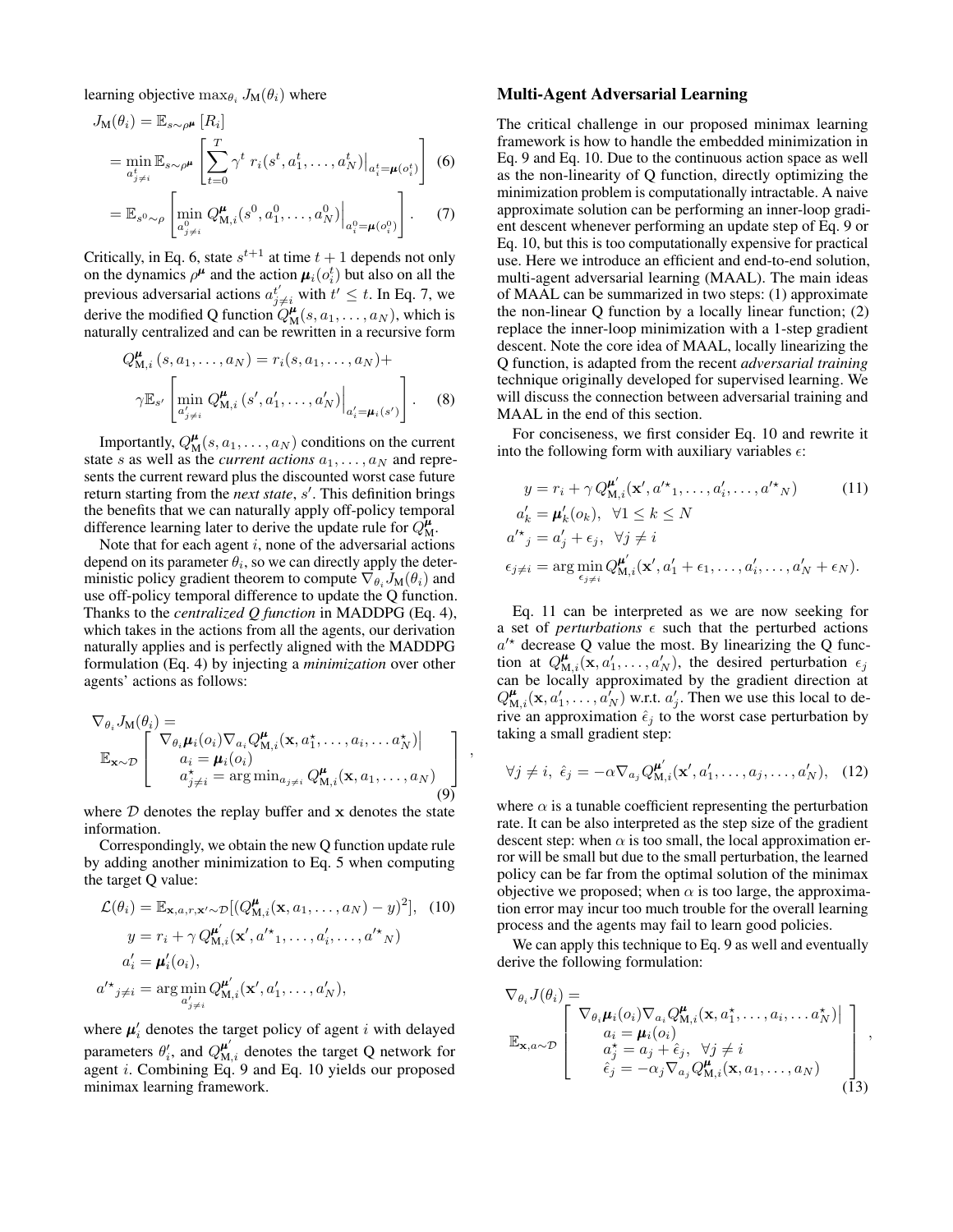learning objective $\max_{\theta_i} J_{\mathrm{M}}(\theta_i)$ where

$$
\begin{aligned}
J_{\mathrm{M}}(\theta_i) &= \mathbb{E}_{s\sim\rho^{\boldsymbol{\mu}}}\left[R_i\right] \\
&= \min_{a^t_{j\neq i}} \mathbb{E}_{s\sim\rho^{\boldsymbol{\mu}}}\left[\sum_{t=0}^{T}\gamma^t\, r_i(s^t, a_1^t, \ldots, a_N^t)\Big|_{a_i^t=\boldsymbol{\mu}(o_i^t)}\right] \quad (6) \\
&= \mathbb{E}_{s^0\sim\rho}\left[\min_{a^0_{j\neq i}} Q^{\boldsymbol{\mu}}_{\mathrm{M},i}(s^0, a_1^0, \ldots, a_N^0)\Big|_{a_i^0=\boldsymbol{\mu}(o_i^0)}\right]. \quad (7)
\end{aligned}
$$

Critically, in Eq. 6, state $s^{t+1}$ at time $t+1$ depends not only on the dynamics $\rho^{\boldsymbol{\mu}}$ and the action $\boldsymbol{\mu}_i(o_i^t)$ but also on all the previous adversarial actions $a^{t'}_{j\neq i}$ with $t' \leq t$. In Eq. 7, we derive the modified Q function $Q^{\boldsymbol{\mu}}_{\mathrm{M}}(s, a_1, \ldots, a_N)$, which is naturally centralized and can be rewritten in a recursive form

$$
\begin{aligned}
Q^{\boldsymbol{\mu}}_{\mathrm{M},i}\left(s, a_1, \ldots, a_N\right) &= r_i(s, a_1, \ldots, a_N) + \\
\gamma \mathbb{E}_{s'}&\left[\min_{a'_{j\neq i}} Q^{\boldsymbol{\mu}}_{\mathrm{M},i}\left(s', a'_1, \ldots, a'_N\right)\Big|_{a'_i=\boldsymbol{\mu}_i(s')}\right]. \quad (8)
\end{aligned}
$$

Importantly, $Q^{\boldsymbol{\mu}}_{\mathrm{M}}(s, a_1, \ldots, a_N)$ conditions on the current state $s$ as well as the *current actions* $a_1, \ldots, a_N$ and represents the current reward plus the discounted worst case future return starting from the *next state*, $s'$. This definition brings the benefits that we can naturally apply off-policy temporal difference learning later to derive the update rule for $Q^{\boldsymbol{\mu}}_{\mathrm{M}}$.

Note that for each agent $i$, none of the adversarial actions depend on its parameter $\theta_i$, so we can directly apply the deterministic policy gradient theorem to compute $\nabla_{\theta_i} J_{\mathrm{M}}(\theta_i)$ and use off-policy temporal difference to update the Q function. Thanks to the *centralized Q function* in MADDPG (Eq. 4), which takes in the actions from all the agents, our derivation naturally applies and is perfectly aligned with the MADDPG formulation (Eq. 4) by injecting a *minimization* over other agents' actions as follows:

$$
\nabla_{\theta_i} J_{\mathrm{M}}(\theta_i) = \mathbb{E}_{\mathbf{x}\sim\mathcal{D}}\left[\begin{array}{l} \nabla_{\theta_i}\boldsymbol{\mu}_i(o_i)\nabla_{a_i} Q^{\boldsymbol{\mu}}_{\mathrm{M},i}(\mathbf{x}, a_1^\star, \ldots, a_i, \ldots a_N^\star)\big| \\ \quad a_i = \boldsymbol{\mu}_i(o_i) \\ \quad a^\star_{j\neq i} = \arg\min_{a_{j\neq i}} Q^{\boldsymbol{\mu}}_{\mathrm{M},i}(\mathbf{x}, a_1, \ldots, a_N) \end{array}\right], \quad (9)
$$

where $\mathcal{D}$ denotes the replay buffer and $\mathbf{x}$ denotes the state information.

Correspondingly, we obtain the new Q function update rule by adding another minimization to Eq. 5 when computing the target Q value:

$$
\begin{aligned}
\mathcal{L}(\theta_i) &= \mathbb{E}_{\mathbf{x},a,r,\mathbf{x}'\sim\mathcal{D}}[(Q^{\boldsymbol{\mu}}_{\mathrm{M},i}(\mathbf{x}, a_1, \ldots, a_N) - y)^2], \quad (10) \\
y &= r_i + \gamma\, Q^{\boldsymbol{\mu}'}_{\mathrm{M},i}(\mathbf{x}', {a'}^\star_1, \ldots, a'_i, \ldots, {a'}^\star_N) \\
a'_i &= \boldsymbol{\mu}'_i(o_i), \\
{a'}^\star_{j\neq i} &= \arg\min_{a'_{j\neq i}} Q^{\boldsymbol{\mu}'}_{\mathrm{M},i}(\mathbf{x}', a'_1, \ldots, a'_N),
\end{aligned}
$$

where $\boldsymbol{\mu}'_i$ denotes the target policy of agent $i$ with delayed parameters $\theta'_i$, and $Q^{\boldsymbol{\mu}'}_{\mathrm{M},i}$ denotes the target Q network for agent $i$. Combining Eq. 9 and Eq. 10 yields our proposed minimax learning framework.

## Multi-Agent Adversarial Learning

The critical challenge in our proposed minimax learning framework is how to handle the embedded minimization in Eq. 9 and Eq. 10. Due to the continuous action space as well as the non-linearity of Q function, directly optimizing the minimization problem is computationally intractable. A naive approximate solution can be performing an inner-loop gradient descent whenever performing an update step of Eq. 9 or Eq. 10, but this is too computationally expensive for practical use. Here we introduce an efficient and end-to-end solution, multi-agent adversarial learning (MAAL). The main ideas of MAAL can be summarized in two steps: (1) approximate the non-linear Q function by a locally linear function; (2) replace the inner-loop minimization with a 1-step gradient descent. Note the core idea of MAAL, locally linearizing the Q function, is adapted from the recent *adversarial training* technique originally developed for supervised learning. We will discuss the connection between adversarial training and MAAL in the end of this section.

For conciseness, we first consider Eq. 10 and rewrite it into the following form with auxiliary variables $\epsilon$:

$$
\begin{aligned}
y &= r_i + \gamma\, Q^{\boldsymbol{\mu}'}_{\mathrm{M},i}(\mathbf{x}', {a'}^\star_1, \ldots, a'_i, \ldots, {a'}^\star_N) \quad (11) \\
a'_k &= \boldsymbol{\mu}'_k(o_k), \ \ \forall 1 \leq k \leq N \\
{a'}^\star_j &= a'_j + \epsilon_j, \ \ \forall j \neq i \\
\epsilon_{j\neq i} &= \arg\min_{\epsilon_{j\neq i}} Q^{\boldsymbol{\mu}'}_{\mathrm{M},i}(\mathbf{x}', a'_1 + \epsilon_1, \ldots, a'_i, \ldots, a'_N + \epsilon_N).
\end{aligned}
$$

Eq. 11 can be interpreted as we are now seeking for a set of *perturbations* $\epsilon$ such that the perturbed actions ${a'}^\star$ decrease Q value the most. By linearizing the Q function at $Q^{\boldsymbol{\mu}}_{\mathrm{M},i}(\mathbf{x}, a'_1, \ldots, a'_N)$, the desired perturbation $\epsilon_j$ can be locally approximated by the gradient direction at $Q^{\boldsymbol{\mu}}_{\mathrm{M},i}(\mathbf{x}, a'_1, \ldots, a'_N)$ w.r.t. $a'_j$. Then we use this local to derive an approximation $\hat{\epsilon}_j$ to the worst case perturbation by taking a small gradient step:

$$
\forall j \neq i, \ \hat{\epsilon}_j = -\alpha \nabla_{a_j} Q^{\boldsymbol{\mu}'}_{\mathrm{M},i}(\mathbf{x}', a'_1, \ldots, a_j, \ldots, a'_N), \quad (12)
$$

where $\alpha$ is a tunable coefficient representing the perturbation rate. It can be also interpreted as the step size of the gradient descent step: when $\alpha$ is too small, the local approximation error will be small but due to the small perturbation, the learned policy can be far from the optimal solution of the minimax objective we proposed; when $\alpha$ is too large, the approximation error may incur too much trouble for the overall learning process and the agents may fail to learn good policies.

We can apply this technique to Eq. 9 as well and eventually derive the following formulation:

$$
\nabla_{\theta_i} J(\theta_i) = \mathbb{E}_{\mathbf{x},a\sim\mathcal{D}}\left[\begin{array}{l} \nabla_{\theta_i}\boldsymbol{\mu}_i(o_i)\nabla_{a_i} Q^{\boldsymbol{\mu}}_{\mathrm{M},i}(\mathbf{x}, a_1^\star, \ldots, a_i, \ldots a_N^\star)\big| \\ \quad a_i = \boldsymbol{\mu}_i(o_i) \\ \quad a_j^\star = a_j + \hat{\epsilon}_j, \ \ \forall j \neq i \\ \quad \hat{\epsilon}_j = -\alpha_j \nabla_{a_j} Q^{\boldsymbol{\mu}}_{\mathrm{M},i}(\mathbf{x}, a_1, \ldots, a_N) \end{array}\right], \quad (13)
$$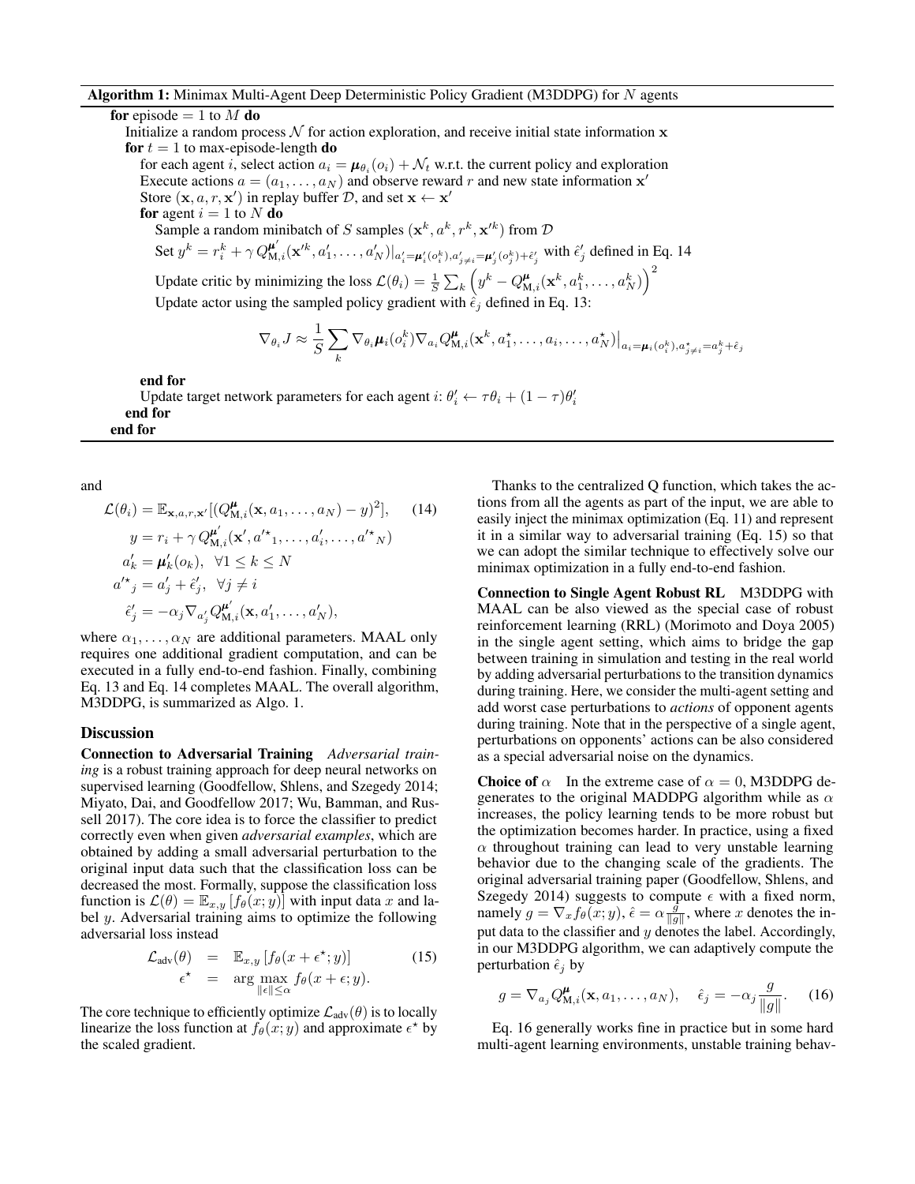**Algorithm 1:** Minimax Multi-Agent Deep Deterministic Policy Gradient (M3DDPG) for $N$ agents

**for** episode $= 1$ to $M$ **do**
  Initialize a random process $\mathcal{N}$ for action exploration, and receive initial state information $\mathbf{x}$
  **for** $t = 1$ to max-episode-length **do**
    for each agent $i$, select action $a_i = \boldsymbol{\mu}_{\theta_i}(o_i) + \mathcal{N}_t$ w.r.t. the current policy and exploration
    Execute actions $a = (a_1, \ldots, a_N)$ and observe reward $r$ and new state information $\mathbf{x}'$
    Store $(\mathbf{x}, a, r, \mathbf{x}')$ in replay buffer $\mathcal{D}$, and set $\mathbf{x} \leftarrow \mathbf{x}'$
    **for** agent $i = 1$ to $N$ **do**
      Sample a random minibatch of $S$ samples $(\mathbf{x}^k, a^k, r^k, \mathbf{x}'^k)$ from $\mathcal{D}$
      Set $y^k = r_i^k + \gamma Q^{\boldsymbol{\mu}'}_{\mathrm{M},i}(\mathbf{x}'^k, a'_1, \ldots, a'_N)|_{a'_i = \boldsymbol{\mu}'_i(o^k_i), a'_{j \neq i} = \boldsymbol{\mu}'_j(o^k_j) + \hat{\epsilon}'_j}$ with $\hat{\epsilon}'_j$ defined in Eq. 14
      Update critic by minimizing the loss $\mathcal{L}(\theta_i) = \frac{1}{S}\sum_k \left(y^k - Q^{\boldsymbol{\mu}}_{\mathrm{M},i}(\mathbf{x}^k, a^k_1, \ldots, a^k_N)\right)^2$
      Update actor using the sampled policy gradient with $\hat{\epsilon}_j$ defined in Eq. 13:

$$\nabla_{\theta_i} J \approx \frac{1}{S}\sum_k \nabla_{\theta_i}\boldsymbol{\mu}_i(o^k_i) \nabla_{a_i} Q^{\boldsymbol{\mu}}_{\mathrm{M},i}(\mathbf{x}^k, a^\star_1, \ldots, a_i, \ldots, a^\star_N)\big|_{a_i = \boldsymbol{\mu}_i(o^k_i), a^\star_{j \neq i} = a^k_j + \hat{\epsilon}_j}$$

    **end for**
    Update target network parameters for each agent $i$: $\theta'_i \leftarrow \tau\theta_i + (1-\tau)\theta'_i$
  **end for**
**end for**

and

$$
\begin{aligned}
\mathcal{L}(\theta_i) &= \mathbb{E}_{\mathbf{x},a,r,\mathbf{x}'}[(Q^{\boldsymbol{\mu}}_{\mathrm{M},i}(\mathbf{x}, a_1, \ldots, a_N) - y)^2], \qquad (14) \\
y &= r_i + \gamma Q^{\boldsymbol{\mu}'}_{\mathrm{M},i}(\mathbf{x}', {a'^\star}_1, \ldots, a'_i, \ldots, {a'^\star}_N) \\
a'_k &= \boldsymbol{\mu}'_k(o_k), \;\; \forall 1 \leq k \leq N \\
{a'^\star}_j &= a'_j + \hat{\epsilon}'_j, \;\; \forall j \neq i \\
\hat{\epsilon}'_j &= -\alpha_j \nabla_{a'_j} Q^{\boldsymbol{\mu}'}_{\mathrm{M},i}(\mathbf{x}, a'_1, \ldots, a'_N),
\end{aligned}
$$

where $\alpha_1, \ldots, \alpha_N$ are additional parameters. MAAL only requires one additional gradient computation, and can be executed in a fully end-to-end fashion. Finally, combining Eq. 13 and Eq. 14 completes MAAL. The overall algorithm, M3DDPG, is summarized as Algo. 1.

## Discussion

**Connection to Adversarial Training** *Adversarial training* is a robust training approach for deep neural networks on supervised learning (Goodfellow, Shlens, and Szegedy 2014; Miyato, Dai, and Goodfellow 2017; Wu, Bamman, and Russell 2017). The core idea is to force the classifier to predict correctly even when given *adversarial examples*, which are obtained by adding a small adversarial perturbation to the original input data such that the classification loss can be decreased the most. Formally, suppose the classification loss function is $\mathcal{L}(\theta) = \mathbb{E}_{x,y}[f_\theta(x; y)]$ with input data $x$ and label $y$. Adversarial training aims to optimize the following adversarial loss instead

$$
\begin{aligned}
\mathcal{L}_{\text{adv}}(\theta) &= \mathbb{E}_{x,y}[f_\theta(x + \epsilon^\star; y)] \qquad (15) \\
\epsilon^\star &= \arg\max_{\|\epsilon\| \leq \alpha} f_\theta(x + \epsilon; y).
\end{aligned}
$$

The core technique to efficiently optimize $\mathcal{L}_{\text{adv}}(\theta)$ is to locally linearize the loss function at $f_\theta(x; y)$ and approximate $\epsilon^\star$ by the scaled gradient.

Thanks to the centralized Q function, which takes the actions from all the agents as part of the input, we are able to easily inject the minimax optimization (Eq. 11) and represent it in a similar way to adversarial training (Eq. 15) so that we can adopt the similar technique to effectively solve our minimax optimization in a fully end-to-end fashion.

**Connection to Single Agent Robust RL** M3DDPG with MAAL can be also viewed as the special case of robust reinforcement learning (RRL) (Morimoto and Doya 2005) in the single agent setting, which aims to bridge the gap between training in simulation and testing in the real world by adding adversarial perturbations to the transition dynamics during training. Here, we consider the multi-agent setting and add worst case perturbations to *actions* of opponent agents during training. Note that in the perspective of a single agent, perturbations on opponents' actions can be also considered as a special adversarial noise on the dynamics.

**Choice of $\alpha$** In the extreme case of $\alpha = 0$, M3DDPG degenerates to the original MADDPG algorithm while as $\alpha$ increases, the policy learning tends to be more robust but the optimization becomes harder. In practice, using a fixed $\alpha$ throughout training can lead to very unstable learning behavior due to the changing scale of the gradients. The original adversarial training paper (Goodfellow, Shlens, and Szegedy 2014) suggests to compute $\epsilon$ with a fixed norm, namely $g = \nabla_x f_\theta(x; y)$, $\hat{\epsilon} = \alpha\frac{g}{\|g\|}$, where $x$ denotes the input data to the classifier and $y$ denotes the label. Accordingly, in our M3DDPG algorithm, we can adaptively compute the perturbation $\hat{\epsilon}_j$ by

$$
g = \nabla_{a_j} Q^{\boldsymbol{\mu}}_{\mathrm{M},i}(\mathbf{x}, a_1, \ldots, a_N), \quad \hat{\epsilon}_j = -\alpha_j \frac{g}{\|g\|}. \qquad (16)
$$

Eq. 16 generally works fine in practice but in some hard multi-agent learning environments, unstable training behav-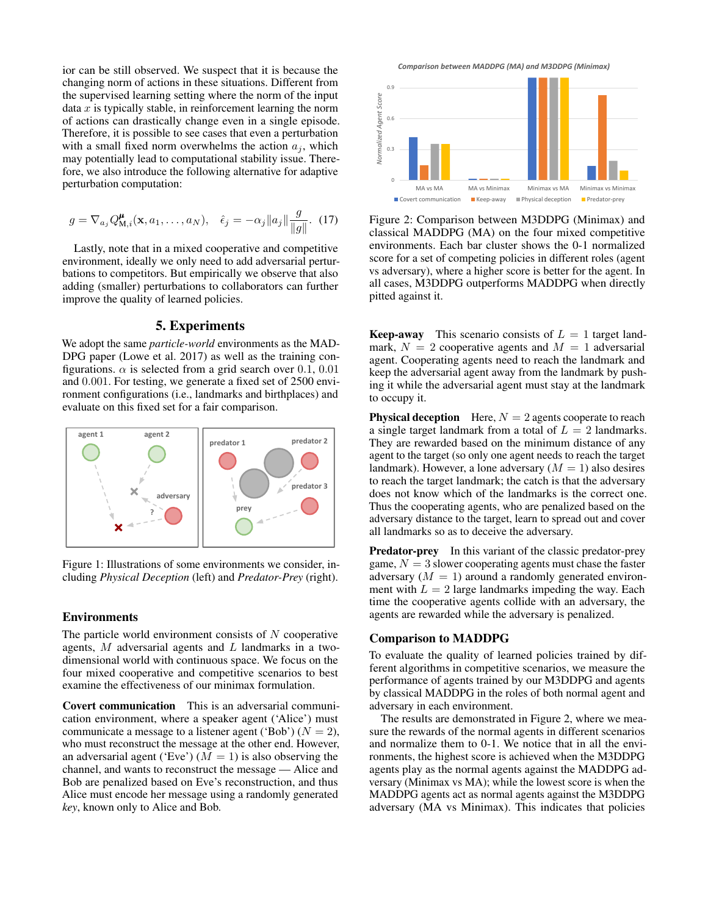ior can be still observed. We suspect that it is because the changing norm of actions in these situations. Different from the supervised learning setting where the norm of the input data $x$ is typically stable, in reinforcement learning the norm of actions can drastically change even in a single episode. Therefore, it is possible to see cases that even a perturbation with a small fixed norm overwhelms the action $a_j$, which may potentially lead to computational stability issue. Therefore, we also introduce the following alternative for adaptive perturbation computation:

$$g = \nabla_{a_j} Q^{\boldsymbol{\mu}}_{\mathrm{M},i}(\mathbf{x}, a_1, \ldots, a_N), \quad \hat{\epsilon}_j = -\alpha_j \|a_j\| \frac{g}{\|g\|}. \quad (17)$$

Lastly, note that in a mixed cooperative and competitive environment, ideally we only need to add adversarial perturbations to competitors. But empirically we observe that also adding (smaller) perturbations to collaborators can further improve the quality of learned policies.

## 5. Experiments

We adopt the same *particle-world* environments as the MADDPG paper (Lowe et al. 2017) as well as the training configurations. $\alpha$ is selected from a grid search over 0.1, 0.01 and 0.001. For testing, we generate a fixed set of 2500 environment configurations (i.e., landmarks and birthplaces) and evaluate on this fixed set for a fair comparison.

Figure 1: Illustrations of some environments we consider, including *Physical Deception* (left) and *Predator-Prey* (right).

### Environments

The particle world environment consists of $N$ cooperative agents, $M$ adversarial agents and $L$ landmarks in a two-dimensional world with continuous space. We focus on the four mixed cooperative and competitive scenarios to best examine the effectiveness of our minimax formulation.

**Covert communication** This is an adversarial communication environment, where a speaker agent ('Alice') must communicate a message to a listener agent ('Bob') ($N = 2$), who must reconstruct the message at the other end. However, an adversarial agent ('Eve') ($M = 1$) is also observing the channel, and wants to reconstruct the message — Alice and Bob are penalized based on Eve's reconstruction, and thus Alice must encode her message using a randomly generated *key*, known only to Alice and Bob.

Figure 2: Comparison between M3DDPG (Minimax) and classical MADDPG (MA) on the four mixed competitive environments. Each bar cluster shows the 0-1 normalized score for a set of competing policies in different roles (agent vs adversary), where a higher score is better for the agent. In all cases, M3DDPG outperforms MADDPG when directly pitted against it.

**Keep-away** This scenario consists of $L = 1$ target landmark, $N = 2$ cooperative agents and $M = 1$ adversarial agent. Cooperating agents need to reach the landmark and keep the adversarial agent away from the landmark by pushing it while the adversarial agent must stay at the landmark to occupy it.

**Physical deception** Here, $N = 2$ agents cooperate to reach a single target landmark from a total of $L = 2$ landmarks. They are rewarded based on the minimum distance of any agent to the target (so only one agent needs to reach the target landmark). However, a lone adversary ($M = 1$) also desires to reach the target landmark; the catch is that the adversary does not know which of the landmarks is the correct one. Thus the cooperating agents, who are penalized based on the adversary distance to the target, learn to spread out and cover all landmarks so as to deceive the adversary.

**Predator-prey** In this variant of the classic predator-prey game, $N = 3$ slower cooperating agents must chase the faster adversary ($M = 1$) around a randomly generated environment with $L = 2$ large landmarks impeding the way. Each time the cooperative agents collide with an adversary, the agents are rewarded while the adversary is penalized.

### Comparison to MADDPG

To evaluate the quality of learned policies trained by different algorithms in competitive scenarios, we measure the performance of agents trained by our M3DDPG and agents by classical MADDPG in the roles of both normal agent and adversary in each environment.

The results are demonstrated in Figure 2, where we measure the rewards of the normal agents in different scenarios and normalize them to 0-1. We notice that in all the environments, the highest score is achieved when the M3DDPG agents play as the normal agents against the MADDPG adversary (Minimax vs MA); while the lowest score is when the MADDPG agents act as normal agents against the M3DDPG adversary (MA vs Minimax). This indicates that policies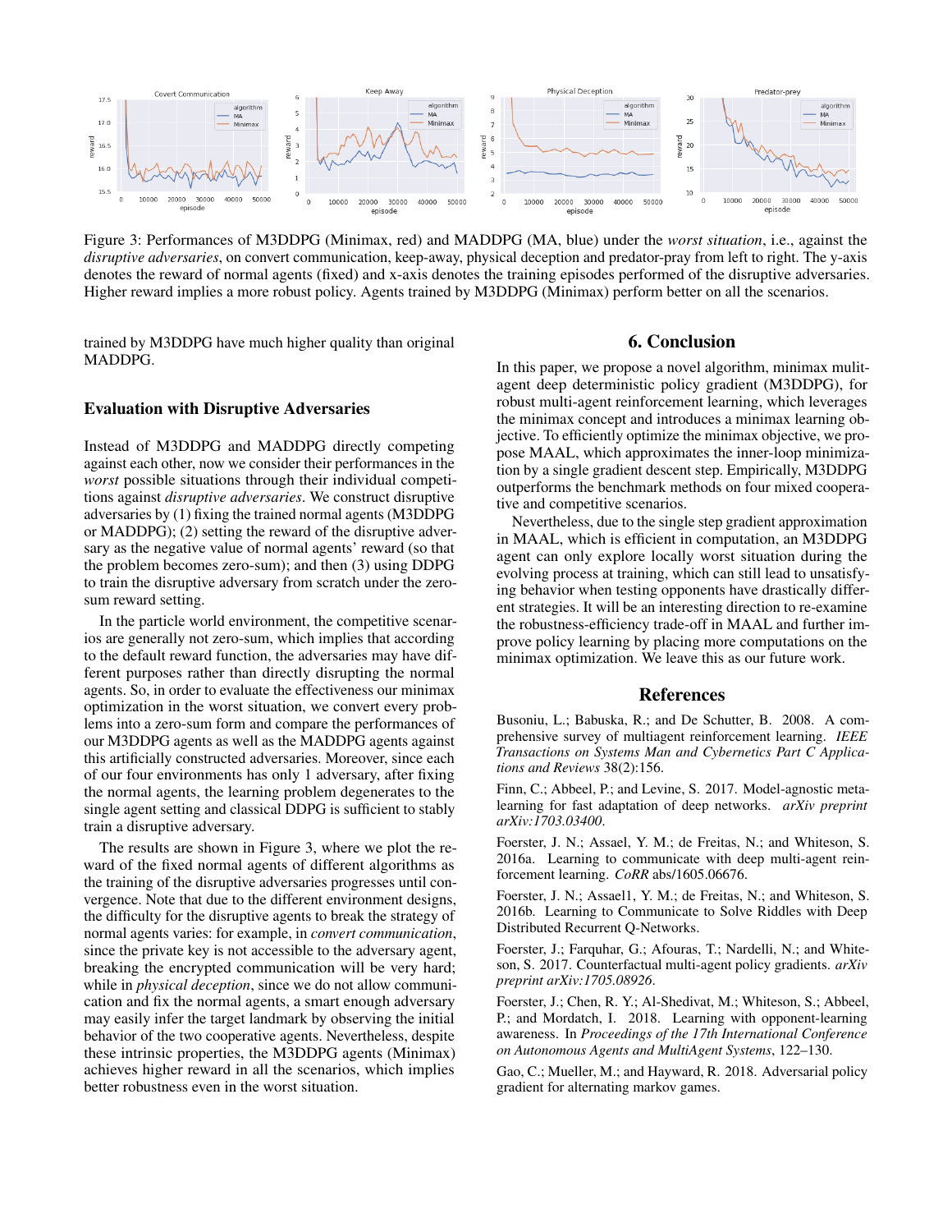Figure 3: Performances of M3DDPG (Minimax, red) and MADDPG (MA, blue) under the *worst situation*, i.e., against the *disruptive adversaries*, on convert communication, keep-away, physical deception and predator-pray from left to right. The y-axis denotes the reward of normal agents (fixed) and x-axis denotes the training episodes performed of the disruptive adversaries. Higher reward implies a more robust policy. Agents trained by M3DDPG (Minimax) perform better on all the scenarios.

trained by M3DDPG have much higher quality than original MADDPG.

### Evaluation with Disruptive Adversaries

Instead of M3DDPG and MADDPG directly competing against each other, now we consider their performances in the *worst* possible situations through their individual competitions against *disruptive adversaries*. We construct disruptive adversaries by (1) fixing the trained normal agents (M3DDPG or MADDPG); (2) setting the reward of the disruptive adversary as the negative value of normal agents' reward (so that the problem becomes zero-sum); and then (3) using DDPG to train the disruptive adversary from scratch under the zero-sum reward setting.

In the particle world environment, the competitive scenarios are generally not zero-sum, which implies that according to the default reward function, the adversaries may have different purposes rather than directly disrupting the normal agents. So, in order to evaluate the effectiveness our minimax optimization in the worst situation, we convert every problems into a zero-sum form and compare the performances of our M3DDPG agents as well as the MADDPG agents against this artificially constructed adversaries. Moreover, since each of our four environments has only 1 adversary, after fixing the normal agents, the learning problem degenerates to the single agent setting and classical DDPG is sufficient to stably train a disruptive adversary.

The results are shown in Figure 3, where we plot the reward of the fixed normal agents of different algorithms as the training of the disruptive adversaries progresses until convergence. Note that due to the different environment designs, the difficulty for the disruptive agents to break the strategy of normal agents varies: for example, in *convert communication*, since the private key is not accessible to the adversary agent, breaking the encrypted communication will be very hard; while in *physical deception*, since we do not allow communication and fix the normal agents, a smart enough adversary may easily infer the target landmark by observing the initial behavior of the two cooperative agents. Nevertheless, despite these intrinsic properties, the M3DDPG agents (Minimax) achieves higher reward in all the scenarios, which implies better robustness even in the worst situation.

## 6. Conclusion

In this paper, we propose a novel algorithm, minimax mulitagent deep deterministic policy gradient (M3DDPG), for robust multi-agent reinforcement learning, which leverages the minimax concept and introduces a minimax learning objective. To efficiently optimize the minimax objective, we propose MAAL, which approximates the inner-loop minimization by a single gradient descent step. Empirically, M3DDPG outperforms the benchmark methods on four mixed cooperative and competitive scenarios.

Nevertheless, due to the single step gradient approximation in MAAL, which is efficient in computation, an M3DDPG agent can only explore locally worst situation during the evolving process at training, which can still lead to unsatisfying behavior when testing opponents have drastically different strategies. It will be an interesting direction to re-examine the robustness-efficiency trade-off in MAAL and further improve policy learning by placing more computations on the minimax optimization. We leave this as our future work.

## References

Busoniu, L.; Babuska, R.; and De Schutter, B. 2008. A comprehensive survey of multiagent reinforcement learning. *IEEE Transactions on Systems Man and Cybernetics Part C Applications and Reviews* 38(2):156.

Finn, C.; Abbeel, P.; and Levine, S. 2017. Model-agnostic meta-learning for fast adaptation of deep networks. *arXiv preprint arXiv:1703.03400*.

Foerster, J. N.; Assael, Y. M.; de Freitas, N.; and Whiteson, S. 2016a. Learning to communicate with deep multi-agent reinforcement learning. *CoRR* abs/1605.06676.

Foerster, J. N.; Assael1, Y. M.; de Freitas, N.; and Whiteson, S. 2016b. Learning to Communicate to Solve Riddles with Deep Distributed Recurrent Q-Networks.

Foerster, J.; Farquhar, G.; Afouras, T.; Nardelli, N.; and Whiteson, S. 2017. Counterfactual multi-agent policy gradients. *arXiv preprint arXiv:1705.08926*.

Foerster, J.; Chen, R. Y.; Al-Shedivat, M.; Whiteson, S.; Abbeel, P.; and Mordatch, I. 2018. Learning with opponent-learning awareness. In *Proceedings of the 17th International Conference on Autonomous Agents and MultiAgent Systems*, 122–130.

Gao, C.; Mueller, M.; and Hayward, R. 2018. Adversarial policy gradient for alternating markov games.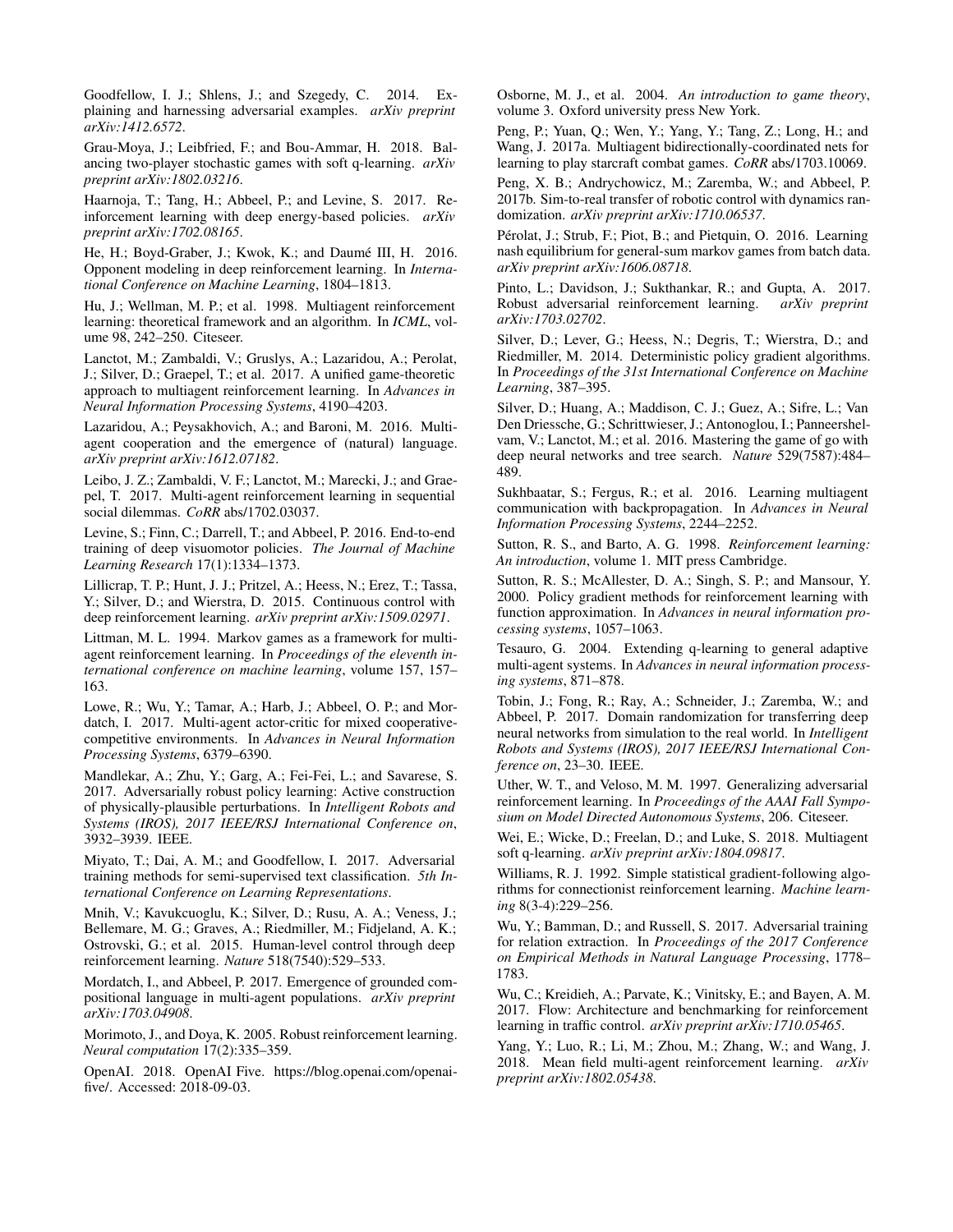Goodfellow, I. J.; Shlens, J.; and Szegedy, C. 2014. Explaining and harnessing adversarial examples. *arXiv preprint arXiv:1412.6572*.

Grau-Moya, J.; Leibfried, F.; and Bou-Ammar, H. 2018. Balancing two-player stochastic games with soft q-learning. *arXiv preprint arXiv:1802.03216*.

Haarnoja, T.; Tang, H.; Abbeel, P.; and Levine, S. 2017. Reinforcement learning with deep energy-based policies. *arXiv preprint arXiv:1702.08165*.

He, H.; Boyd-Graber, J.; Kwok, K.; and Daumé III, H. 2016. Opponent modeling in deep reinforcement learning. In *International Conference on Machine Learning*, 1804–1813.

Hu, J.; Wellman, M. P.; et al. 1998. Multiagent reinforcement learning: theoretical framework and an algorithm. In *ICML*, volume 98, 242–250. Citeseer.

Lanctot, M.; Zambaldi, V.; Gruslys, A.; Lazaridou, A.; Perolat, J.; Silver, D.; Graepel, T.; et al. 2017. A unified game-theoretic approach to multiagent reinforcement learning. In *Advances in Neural Information Processing Systems*, 4190–4203.

Lazaridou, A.; Peysakhovich, A.; and Baroni, M. 2016. Multi-agent cooperation and the emergence of (natural) language. *arXiv preprint arXiv:1612.07182*.

Leibo, J. Z.; Zambaldi, V. F.; Lanctot, M.; Marecki, J.; and Graepel, T. 2017. Multi-agent reinforcement learning in sequential social dilemmas. *CoRR* abs/1702.03037.

Levine, S.; Finn, C.; Darrell, T.; and Abbeel, P. 2016. End-to-end training of deep visuomotor policies. *The Journal of Machine Learning Research* 17(1):1334–1373.

Lillicrap, T. P.; Hunt, J. J.; Pritzel, A.; Heess, N.; Erez, T.; Tassa, Y.; Silver, D.; and Wierstra, D. 2015. Continuous control with deep reinforcement learning. *arXiv preprint arXiv:1509.02971*.

Littman, M. L. 1994. Markov games as a framework for multi-agent reinforcement learning. In *Proceedings of the eleventh international conference on machine learning*, volume 157, 157–163.

Lowe, R.; Wu, Y.; Tamar, A.; Harb, J.; Abbeel, O. P.; and Mordatch, I. 2017. Multi-agent actor-critic for mixed cooperative-competitive environments. In *Advances in Neural Information Processing Systems*, 6379–6390.

Mandlekar, A.; Zhu, Y.; Garg, A.; Fei-Fei, L.; and Savarese, S. 2017. Adversarially robust policy learning: Active construction of physically-plausible perturbations. In *Intelligent Robots and Systems (IROS), 2017 IEEE/RSJ International Conference on*, 3932–3939. IEEE.

Miyato, T.; Dai, A. M.; and Goodfellow, I. 2017. Adversarial training methods for semi-supervised text classification. *5th International Conference on Learning Representations*.

Mnih, V.; Kavukcuoglu, K.; Silver, D.; Rusu, A. A.; Veness, J.; Bellemare, M. G.; Graves, A.; Riedmiller, M.; Fidjeland, A. K.; Ostrovski, G.; et al. 2015. Human-level control through deep reinforcement learning. *Nature* 518(7540):529–533.

Mordatch, I., and Abbeel, P. 2017. Emergence of grounded compositional language in multi-agent populations. *arXiv preprint arXiv:1703.04908*.

Morimoto, J., and Doya, K. 2005. Robust reinforcement learning. *Neural computation* 17(2):335–359.

OpenAI. 2018. OpenAI Five. https://blog.openai.com/openai-five/. Accessed: 2018-09-03.

Osborne, M. J., et al. 2004. *An introduction to game theory*, volume 3. Oxford university press New York.

Peng, P.; Yuan, Q.; Wen, Y.; Yang, Y.; Tang, Z.; Long, H.; and Wang, J. 2017a. Multiagent bidirectionally-coordinated nets for learning to play starcraft combat games. *CoRR* abs/1703.10069.

Peng, X. B.; Andrychowicz, M.; Zaremba, W.; and Abbeel, P. 2017b. Sim-to-real transfer of robotic control with dynamics randomization. *arXiv preprint arXiv:1710.06537*.

Pérolat, J.; Strub, F.; Piot, B.; and Pietquin, O. 2016. Learning nash equilibrium for general-sum markov games from batch data. *arXiv preprint arXiv:1606.08718*.

Pinto, L.; Davidson, J.; Sukthankar, R.; and Gupta, A. 2017. Robust adversarial reinforcement learning. *arXiv preprint arXiv:1703.02702*.

Silver, D.; Lever, G.; Heess, N.; Degris, T.; Wierstra, D.; and Riedmiller, M. 2014. Deterministic policy gradient algorithms. In *Proceedings of the 31st International Conference on Machine Learning*, 387–395.

Silver, D.; Huang, A.; Maddison, C. J.; Guez, A.; Sifre, L.; Van Den Driessche, G.; Schrittwieser, J.; Antonoglou, I.; Panneershelvam, V.; Lanctot, M.; et al. 2016. Mastering the game of go with deep neural networks and tree search. *Nature* 529(7587):484–489.

Sukhbaatar, S.; Fergus, R.; et al. 2016. Learning multiagent communication with backpropagation. In *Advances in Neural Information Processing Systems*, 2244–2252.

Sutton, R. S., and Barto, A. G. 1998. *Reinforcement learning: An introduction*, volume 1. MIT press Cambridge.

Sutton, R. S.; McAllester, D. A.; Singh, S. P.; and Mansour, Y. 2000. Policy gradient methods for reinforcement learning with function approximation. In *Advances in neural information processing systems*, 1057–1063.

Tesauro, G. 2004. Extending q-learning to general adaptive multi-agent systems. In *Advances in neural information processing systems*, 871–878.

Tobin, J.; Fong, R.; Ray, A.; Schneider, J.; Zaremba, W.; and Abbeel, P. 2017. Domain randomization for transferring deep neural networks from simulation to the real world. In *Intelligent Robots and Systems (IROS), 2017 IEEE/RSJ International Conference on*, 23–30. IEEE.

Uther, W. T., and Veloso, M. M. 1997. Generalizing adversarial reinforcement learning. In *Proceedings of the AAAI Fall Symposium on Model Directed Autonomous Systems*, 206. Citeseer.

Wei, E.; Wicke, D.; Freelan, D.; and Luke, S. 2018. Multiagent soft q-learning. *arXiv preprint arXiv:1804.09817*.

Williams, R. J. 1992. Simple statistical gradient-following algorithms for connectionist reinforcement learning. *Machine learning* 8(3-4):229–256.

Wu, Y.; Bamman, D.; and Russell, S. 2017. Adversarial training for relation extraction. In *Proceedings of the 2017 Conference on Empirical Methods in Natural Language Processing*, 1778–1783.

Wu, C.; Kreidieh, A.; Parvate, K.; Vinitsky, E.; and Bayen, A. M. 2017. Flow: Architecture and benchmarking for reinforcement learning in traffic control. *arXiv preprint arXiv:1710.05465*.

Yang, Y.; Luo, R.; Li, M.; Zhou, M.; Zhang, W.; and Wang, J. 2018. Mean field multi-agent reinforcement learning. *arXiv preprint arXiv:1802.05438*.